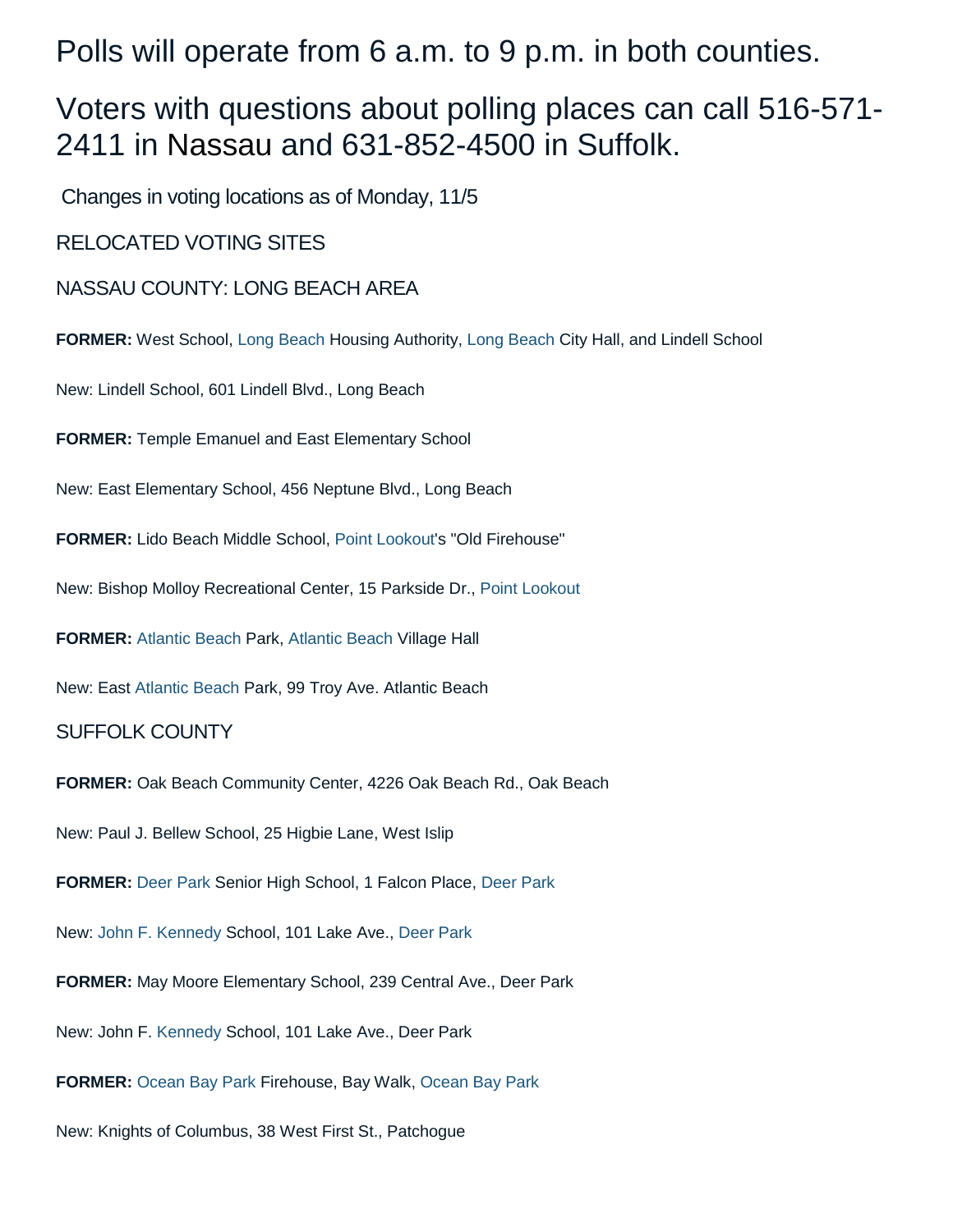# Polls will operate from 6 a.m. to 9 p.m. in both counties.

# Voters with questions about polling places can call 516-571-2411 in Nassau and 631-852-4500 in Suffolk.

Changes in voting locations as of Monday, 11/5

## RELOCATED VOTING SITES

## NASSAU COUNTY: LONG BEACH AREA

**FORMER:** West School, Long Beach Housing Authority, Long Beach City Hall, and Lindell School

New: Lindell School, 601 Lindell Blvd., Long Beach

**FORMER:** Temple Emanuel and East Elementary School

New: East Elementary School, 456 Neptune Blvd., Long Beach

**FORMER:** Lido Beach Middle School, Point Lookout's "Old Firehouse"

New: Bishop Molloy Recreational Center, 15 Parkside Dr., Point Lookout

**FORMER:** Atlantic Beach Park, Atlantic Beach Village Hall

New: East Atlantic Beach Park, 99 Troy Ave. Atlantic Beach

## SUFFOLK COUNTY

**FORMER:** Oak Beach Community Center, 4226 Oak Beach Rd., Oak Beach

New: Paul J. Bellew School, 25 Higbie Lane, West Islip

**FORMER:** Deer Park Senior High School, 1 Falcon Place, Deer Park

New: John F. Kennedy School, 101 Lake Ave., Deer Park

**FORMER:** May Moore Elementary School, 239 Central Ave., Deer Park

New: John F. Kennedy School, 101 Lake Ave., Deer Park

**FORMER:** Ocean Bay Park Firehouse, Bay Walk, Ocean Bay Park

New: Knights of Columbus, 38 West First St., Patchogue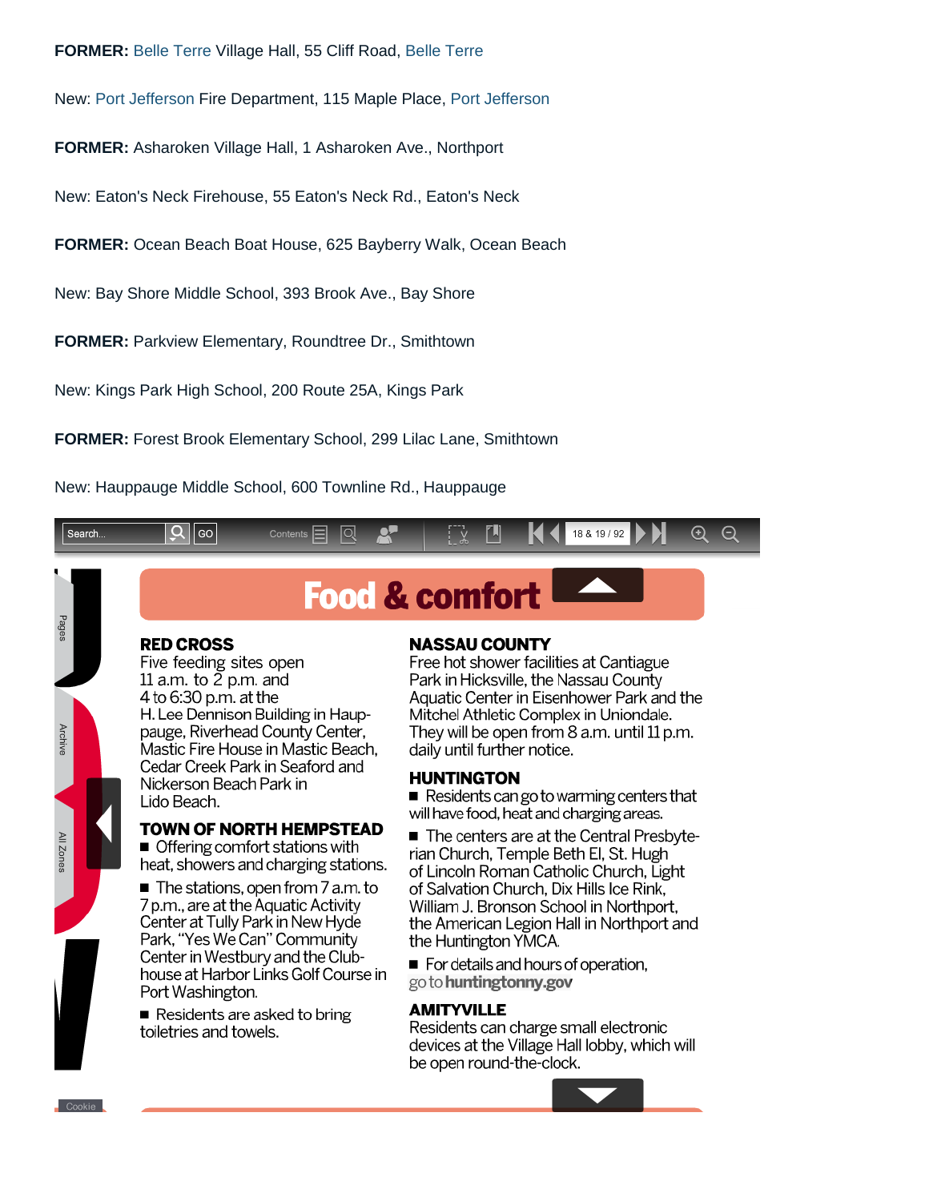**FORMER:** Belle Terre Village Hall, 55 Cliff Road, Belle Terre

New: Port Jefferson Fire Department, 115 Maple Place, Port Jefferson

**FORMER:** Asharoken Village Hall, 1 Asharoken Ave., Northport

New: Eaton's Neck Firehouse, 55 Eaton's Neck Rd., Eaton's Neck

**FORMER:** Ocean Beach Boat House, 625 Bayberry Walk, Ocean Beach

New: Bay Shore Middle School, 393 Brook Ave., Bay Shore

**FORMER:** Parkview Elementary, Roundtree Dr., Smithtown

New: Kings Park High School, 200 Route 25A, Kings Park

**FORMER:** Forest Brook Elementary School, 299 Lilac Lane, Smithtown

New: Hauppauge Middle School, 600 Townline Rd., Hauppauge

# Food & comfort

## RED CROSS

Five feeding sites open 11 a.m. to 2 p.m. and 4 to 6:30 p.m. at the H. Lee Dennison Building in Hauppauge, Riverhead County Center, Mastic Fire House in Mastic Beach, Cedar Creek Park in Seaford and Nickerson Beach Park in Lido Beach.

## TOWN OF NORTH HEMPSTEAD

- Offering comfort stations with heat, showers and charging stations.
- The stations, open from 7 a.m. to 7 p.m., are at the Aquatic Activity Center at Tully Park in New Hyde Park, "Yes We Can" Community Center in Westbury and the Clubhouse at Harbor Links Golf Course in Port Washington.
- Residents are asked to bring toiletries and towels.

## NASSAU COUNTY

Free hot shower facilities at Cantiague Park in Hicksville, the Nassau County Aquatic Center in Eisenhower Park and the Mitchel Athletic Complex in Uniondale. They will be open from 8 a.m. until 11 p.m. daily until further notice.

## HUNTINGTON

- Residents can go to warming centers that will have food, heat and charging areas.
- The centers are at the Central Presbyterian Church, Temple Beth El, St. Hugh of Lincoln Roman Catholic Church, Light of Salvation Church, Dix Hills Ice Rink, William J. Bronson School in Northport, the American Legion Hall in Northport and the Huntington YMCA.
- For details and hours of operation, go to **huntingtonny.gov**

## AMITYVILLE

Residents can charge small electronic devices at the Village Hall lobby, which will be open round-the-clock.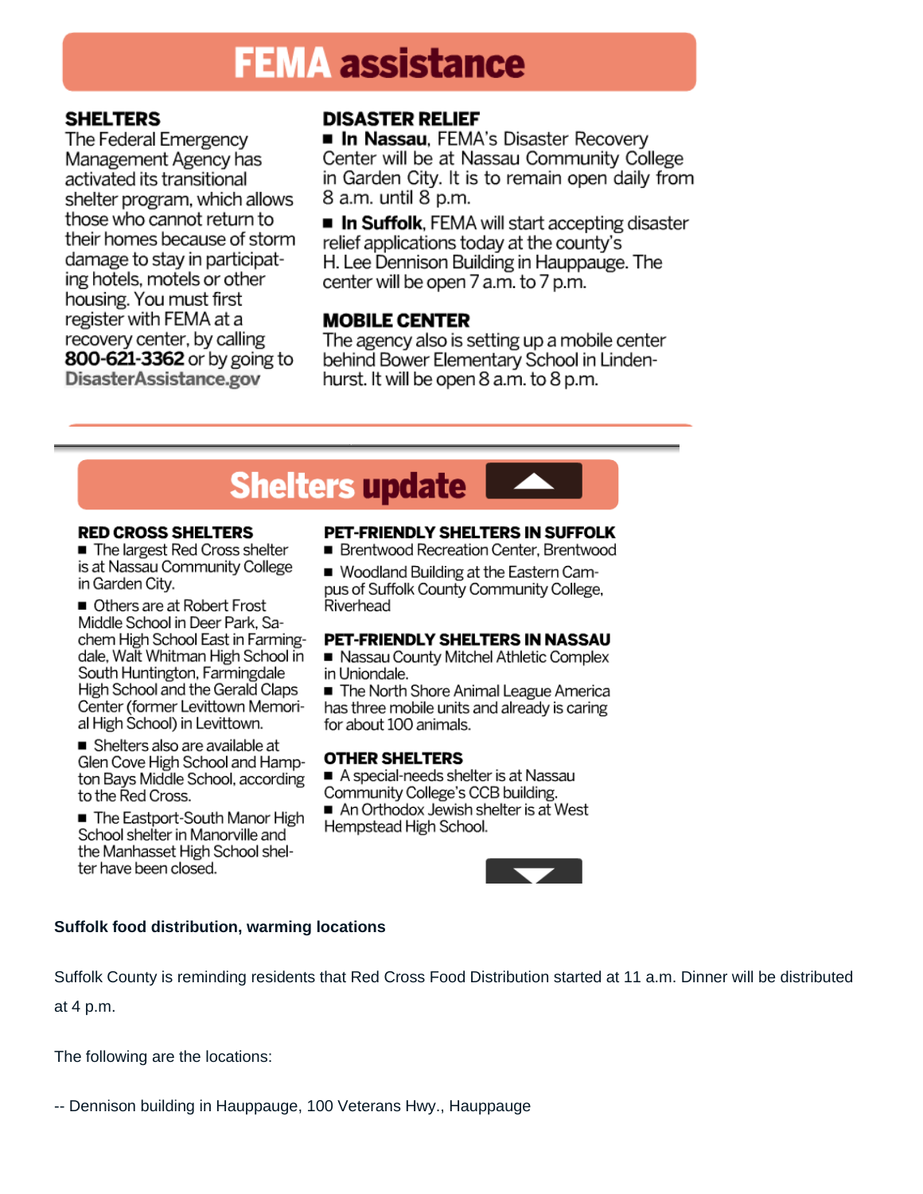# FEMA assistance

### SHELTERS

The Federal Emergency Management Agency has activated its transitional shelter program, which allows those who cannot return to their homes because of storm damage to stay in participating hotels, motels or other housing. You must first register with FEMA at a recovery center, by calling **800-621-3362** or by going to **DisasterAssistance.gov**

### DISASTER RELIEF

- **In Nassau**, FEMA's Disaster Recovery Center will be at Nassau Community College in Garden City. It is to remain open daily from 8 a.m. until 8 p.m.
- **In Suffolk**, FEMA will start accepting disaster relief applications today at the county's H. Lee Dennison Building in Hauppauge. The center will be open 7 a.m. to 7 p.m.

### MOBILE CENTER

The agency also is setting up a mobile center behind Bower Elementary School in Lindenhurst. It will be open 8 a.m. to 8 p.m.

---

# Shelters update

### RED CROSS SHELTERS

- The largest Red Cross shelter is at Nassau Community College in Garden City.
- Others are at Robert Frost Middle School in Deer Park, Sachem High School East in Farmingdale, Walt Whitman High School in South Huntington, Farmingdale High School and the Gerald Claps Center (former Levittown Memorial High School) in Levittown.
- Shelters also are available at Glen Cove High School and Hampton Bays Middle School, according to the Red Cross.
- The Eastport-South Manor High School shelter in Manorville and the Manhasset High School shelter have been closed.

### PET-FRIENDLY SHELTERS IN SUFFOLK

- Brentwood Recreation Center, Brentwood
- Woodland Building at the Eastern Campus of Suffolk County Community College, Riverhead

### PET-FRIENDLY SHELTERS IN NASSAU

- Nassau County Mitchel Athletic Complex in Uniondale.
- The North Shore Animal League America has three mobile units and already is caring for about 100 animals.

### OTHER SHELTERS

- A special-needs shelter is at Nassau Community College's CCB building.
- An Orthodox Jewish shelter is at West Hempstead High School.

**Suffolk food distribution, warming locations**

Suffolk County is reminding residents that Red Cross Food Distribution started at 11 a.m. Dinner will be distributed at 4 p.m.

The following are the locations:

-- Dennison building in Hauppauge, 100 Veterans Hwy., Hauppauge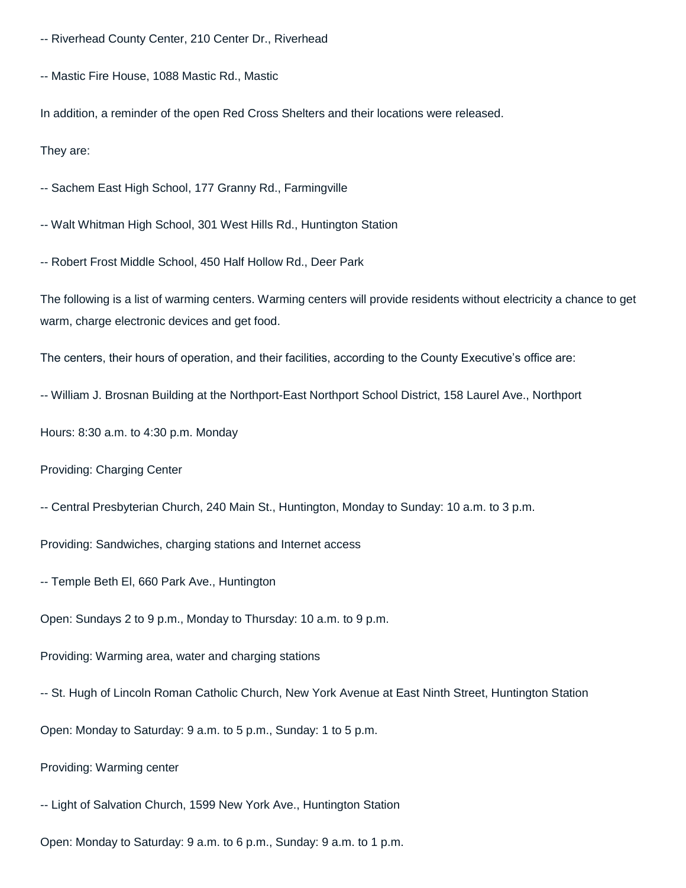-- Riverhead County Center, 210 Center Dr., Riverhead

-- Mastic Fire House, 1088 Mastic Rd., Mastic

In addition, a reminder of the open Red Cross Shelters and their locations were released.

They are:

-- Sachem East High School, 177 Granny Rd., Farmingville

-- Walt Whitman High School, 301 West Hills Rd., Huntington Station

-- Robert Frost Middle School, 450 Half Hollow Rd., Deer Park

The following is a list of warming centers. Warming centers will provide residents without electricity a chance to get warm, charge electronic devices and get food.

The centers, their hours of operation, and their facilities, according to the County Executive's office are:

-- William J. Brosnan Building at the Northport-East Northport School District, 158 Laurel Ave., Northport

Hours: 8:30 a.m. to 4:30 p.m. Monday

Providing: Charging Center

-- Central Presbyterian Church, 240 Main St., Huntington, Monday to Sunday: 10 a.m. to 3 p.m.

Providing: Sandwiches, charging stations and Internet access

-- Temple Beth El, 660 Park Ave., Huntington

Open: Sundays 2 to 9 p.m., Monday to Thursday: 10 a.m. to 9 p.m.

Providing: Warming area, water and charging stations

-- St. Hugh of Lincoln Roman Catholic Church, New York Avenue at East Ninth Street, Huntington Station

Open: Monday to Saturday: 9 a.m. to 5 p.m., Sunday: 1 to 5 p.m.

Providing: Warming center

-- Light of Salvation Church, 1599 New York Ave., Huntington Station

Open: Monday to Saturday: 9 a.m. to 6 p.m., Sunday: 9 a.m. to 1 p.m.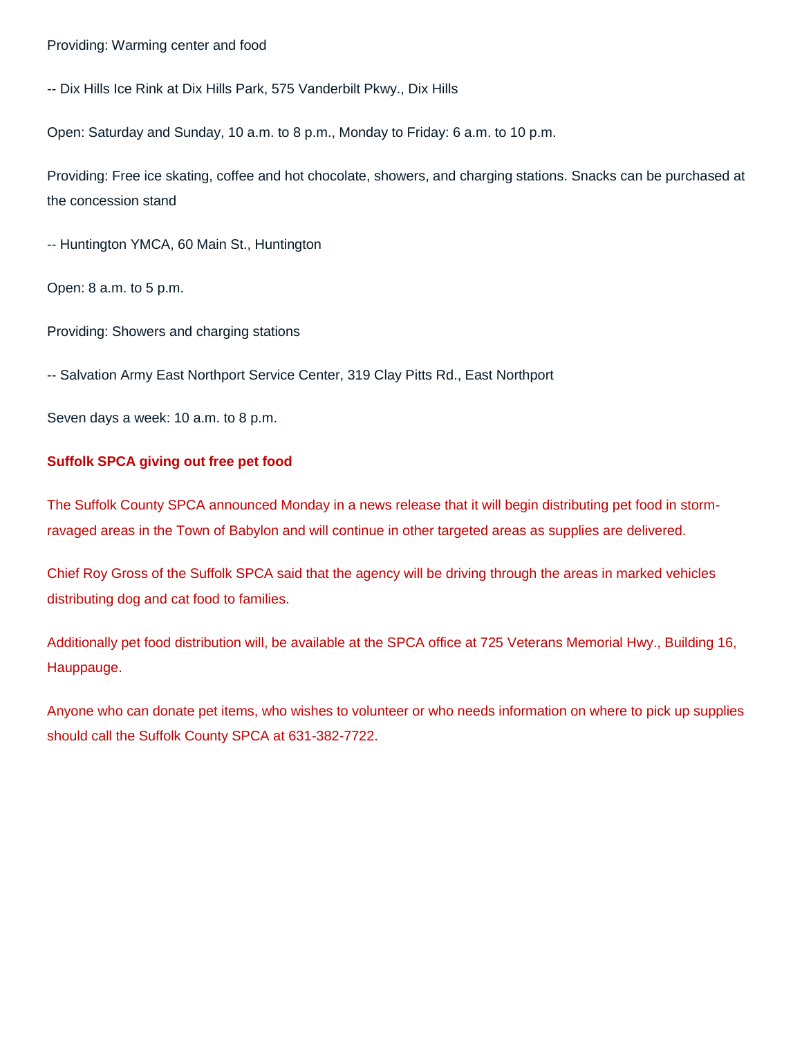Providing: Warming center and food

-- Dix Hills Ice Rink at Dix Hills Park, 575 Vanderbilt Pkwy., Dix Hills

Open: Saturday and Sunday, 10 a.m. to 8 p.m., Monday to Friday: 6 a.m. to 10 p.m.

Providing: Free ice skating, coffee and hot chocolate, showers, and charging stations. Snacks can be purchased at the concession stand

-- Huntington YMCA, 60 Main St., Huntington

Open: 8 a.m. to 5 p.m.

Providing: Showers and charging stations

-- Salvation Army East Northport Service Center, 319 Clay Pitts Rd., East Northport

Seven days a week: 10 a.m. to 8 p.m.

**Suffolk SPCA giving out free pet food**

The Suffolk County SPCA announced Monday in a news release that it will begin distributing pet food in storm-ravaged areas in the Town of Babylon and will continue in other targeted areas as supplies are delivered.

Chief Roy Gross of the Suffolk SPCA said that the agency will be driving through the areas in marked vehicles distributing dog and cat food to families.

Additionally pet food distribution will, be available at the SPCA office at 725 Veterans Memorial Hwy., Building 16, Hauppauge.

Anyone who can donate pet items, who wishes to volunteer or who needs information on where to pick up supplies should call the Suffolk County SPCA at 631-382-7722.